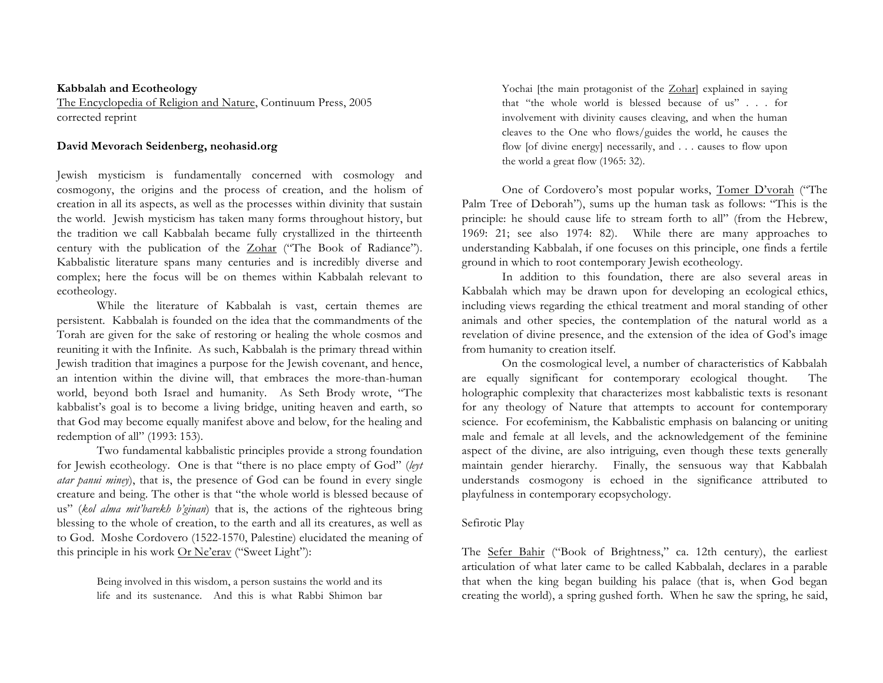**Kabbalah and Ecotheology**

The Encyclopedia of Religion and Nature, Continuum Press, 2005
corrected reprint

**David Mevorach Seidenberg, neohasid.org**

Jewish mysticism is fundamentally concerned with cosmology and cosmogony, the origins and the process of creation, and the holism of creation in all its aspects, as well as the processes within divinity that sustain the world. Jewish mysticism has taken many forms throughout history, but the tradition we call Kabbalah became fully crystallized in the thirteenth century with the publication of the Zohar ("The Book of Radiance"). Kabbalistic literature spans many centuries and is incredibly diverse and complex; here the focus will be on themes within Kabbalah relevant to ecotheology.

While the literature of Kabbalah is vast, certain themes are persistent. Kabbalah is founded on the idea that the commandments of the Torah are given for the sake of restoring or healing the whole cosmos and reuniting it with the Infinite. As such, Kabbalah is the primary thread within Jewish tradition that imagines a purpose for the Jewish covenant, and hence, an intention within the divine will, that embraces the more-than-human world, beyond both Israel and humanity. As Seth Brody wrote, "The kabbalist's goal is to become a living bridge, uniting heaven and earth, so that God may become equally manifest above and below, for the healing and redemption of all" (1993: 153).

Two fundamental kabbalistic principles provide a strong foundation for Jewish ecotheology. One is that "there is no place empty of God" (*leyt atar panui miney*), that is, the presence of God can be found in every single creature and being. The other is that "the whole world is blessed because of us" (*kol alma mit'barekh b'ginan*) that is, the actions of the righteous bring blessing to the whole of creation, to the earth and all its creatures, as well as to God. Moshe Cordovero (1522-1570, Palestine) elucidated the meaning of this principle in his work Or Ne'erav ("Sweet Light"):

> Being involved in this wisdom, a person sustains the world and its life and its sustenance. And this is what Rabbi Shimon bar Yochai [the main protagonist of the Zohar] explained in saying that "the whole world is blessed because of us" . . . for involvement with divinity causes cleaving, and when the human cleaves to the One who flows/guides the world, he causes the flow [of divine energy] necessarily, and . . . causes to flow upon the world a great flow (1965: 32).

One of Cordovero's most popular works, Tomer D'vorah ("The Palm Tree of Deborah"), sums up the human task as follows: "This is the principle: he should cause life to stream forth to all" (from the Hebrew, 1969: 21; see also 1974: 82). While there are many approaches to understanding Kabbalah, if one focuses on this principle, one finds a fertile ground in which to root contemporary Jewish ecotheology.

In addition to this foundation, there are also several areas in Kabbalah which may be drawn upon for developing an ecological ethics, including views regarding the ethical treatment and moral standing of other animals and other species, the contemplation of the natural world as a revelation of divine presence, and the extension of the idea of God's image from humanity to creation itself.

On the cosmological level, a number of characteristics of Kabbalah are equally significant for contemporary ecological thought. The holographic complexity that characterizes most kabbalistic texts is resonant for any theology of Nature that attempts to account for contemporary science. For ecofeminism, the Kabbalistic emphasis on balancing or uniting male and female at all levels, and the acknowledgement of the feminine aspect of the divine, are also intriguing, even though these texts generally maintain gender hierarchy. Finally, the sensuous way that Kabbalah understands cosmogony is echoed in the significance attributed to playfulness in contemporary ecopsychology.

## Sefirotic Play

The Sefer Bahir ("Book of Brightness," ca. 12th century), the earliest articulation of what later came to be called Kabbalah, declares in a parable that when the king began building his palace (that is, when God began creating the world), a spring gushed forth. When he saw the spring, he said,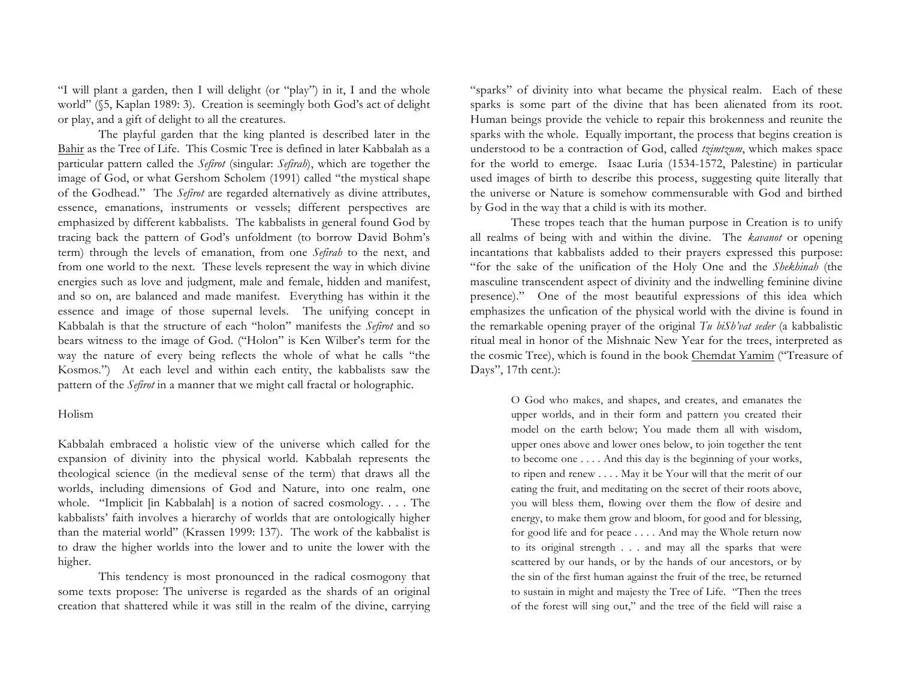"I will plant a garden, then I will delight (or "play") in it, I and the whole world" (§5, Kaplan 1989: 3). Creation is seemingly both God's act of delight or play, and a gift of delight to all the creatures.

The playful garden that the king planted is described later in the Bahir as the Tree of Life. This Cosmic Tree is defined in later Kabbalah as a particular pattern called the *Sefirot* (singular: *Sefirah*), which are together the image of God, or what Gershom Scholem (1991) called "the mystical shape of the Godhead." The *Sefirot* are regarded alternatively as divine attributes, essence, emanations, instruments or vessels; different perspectives are emphasized by different kabbalists. The kabbalists in general found God by tracing back the pattern of God's unfoldment (to borrow David Bohm's term) through the levels of emanation, from one *Sefirah* to the next, and from one world to the next. These levels represent the way in which divine energies such as love and judgment, male and female, hidden and manifest, and so on, are balanced and made manifest. Everything has within it the essence and image of those supernal levels. The unifying concept in Kabbalah is that the structure of each "holon" manifests the *Sefirot* and so bears witness to the image of God. ("Holon" is Ken Wilber's term for the way the nature of every being reflects the whole of what he calls "the Kosmos.") At each level and within each entity, the kabbalists saw the pattern of the *Sefirot* in a manner that we might call fractal or holographic.

## Holism

Kabbalah embraced a holistic view of the universe which called for the expansion of divinity into the physical world. Kabbalah represents the theological science (in the medieval sense of the term) that draws all the worlds, including dimensions of God and Nature, into one realm, one whole. "Implicit [in Kabbalah] is a notion of sacred cosmology. . . . The kabbalists' faith involves a hierarchy of worlds that are ontologically higher than the material world" (Krassen 1999: 137). The work of the kabbalist is to draw the higher worlds into the lower and to unite the lower with the higher.

This tendency is most pronounced in the radical cosmogony that some texts propose: The universe is regarded as the shards of an original creation that shattered while it was still in the realm of the divine, carrying "sparks" of divinity into what became the physical realm. Each of these sparks is some part of the divine that has been alienated from its root. Human beings provide the vehicle to repair this brokenness and reunite the sparks with the whole. Equally important, the process that begins creation is understood to be a contraction of God, called *tzimtzum*, which makes space for the world to emerge. Isaac Luria (1534-1572, Palestine) in particular used images of birth to describe this process, suggesting quite literally that the universe or Nature is somehow commensurable with God and birthed by God in the way that a child is with its mother.

These tropes teach that the human purpose in Creation is to unify all realms of being with and within the divine. The *kavanot* or opening incantations that kabbalists added to their prayers expressed this purpose: "for the sake of the unification of the Holy One and the *Shekhinah* (the masculine transcendent aspect of divinity and the indwelling feminine divine presence)." One of the most beautiful expressions of this idea which emphasizes the unfication of the physical world with the divine is found in the remarkable opening prayer of the original *Tu biSh'vat seder* (a kabbalistic ritual meal in honor of the Mishnaic New Year for the trees, interpreted as the cosmic Tree), which is found in the book Chemdat Yamim ("Treasure of Days", 17th cent.):

> O God who makes, and shapes, and creates, and emanates the upper worlds, and in their form and pattern you created their model on the earth below; You made them all with wisdom, upper ones above and lower ones below, to join together the tent to become one . . . . And this day is the beginning of your works, to ripen and renew . . . . May it be Your will that the merit of our eating the fruit, and meditating on the secret of their roots above, you will bless them, flowing over them the flow of desire and energy, to make them grow and bloom, for good and for blessing, for good life and for peace . . . . And may the Whole return now to its original strength . . . and may all the sparks that were scattered by our hands, or by the hands of our ancestors, or by the sin of the first human against the fruit of the tree, be returned to sustain in might and majesty the Tree of Life. "Then the trees of the forest will sing out," and the tree of the field will raise a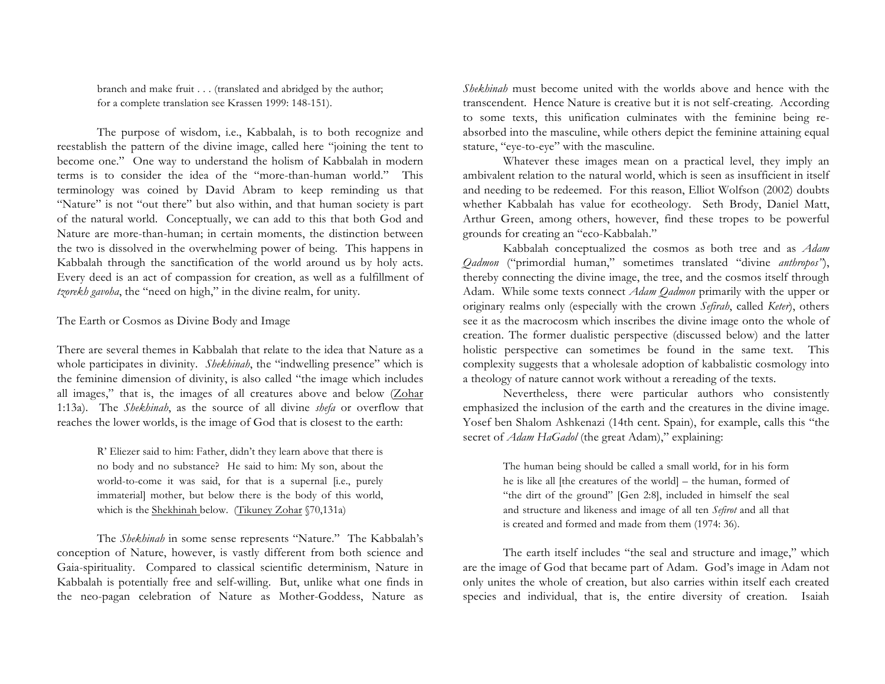> branch and make fruit . . . (translated and abridged by the author; for a complete translation see Krassen 1999: 148-151).

The purpose of wisdom, i.e., Kabbalah, is to both recognize and reestablish the pattern of the divine image, called here "joining the tent to become one." One way to understand the holism of Kabbalah in modern terms is to consider the idea of the "more-than-human world." This terminology was coined by David Abram to keep reminding us that "Nature" is not "out there" but also within, and that human society is part of the natural world. Conceptually, we can add to this that both God and Nature are more-than-human; in certain moments, the distinction between the two is dissolved in the overwhelming power of being. This happens in Kabbalah through the sanctification of the world around us by holy acts. Every deed is an act of compassion for creation, as well as a fulfillment of *tzorekh gavoha*, the "need on high," in the divine realm, for unity.

## The Earth or Cosmos as Divine Body and Image

There are several themes in Kabbalah that relate to the idea that Nature as a whole participates in divinity. *Shekhinah*, the "indwelling presence" which is the feminine dimension of divinity, is also called "the image which includes all images," that is, the images of all creatures above and below (Zohar 1:13a). The *Shekhinah*, as the source of all divine *shefa* or overflow that reaches the lower worlds, is the image of God that is closest to the earth:

> R' Eliezer said to him: Father, didn't they learn above that there is no body and no substance? He said to him: My son, about the world-to-come it was said, for that is a supernal [i.e., purely immaterial] mother, but below there is the body of this world, which is the Shekhinah below. (Tikuney Zohar §70,131a)

The *Shekhinah* in some sense represents "Nature." The Kabbalah's conception of Nature, however, is vastly different from both science and Gaia-spirituality. Compared to classical scientific determinism, Nature in Kabbalah is potentially free and self-willing. But, unlike what one finds in the neo-pagan celebration of Nature as Mother-Goddess, Nature as *Shekhinah* must become united with the worlds above and hence with the transcendent. Hence Nature is creative but it is not self-creating. According to some texts, this unification culminates with the feminine being re-absorbed into the masculine, while others depict the feminine attaining equal stature, "eye-to-eye" with the masculine.

Whatever these images mean on a practical level, they imply an ambivalent relation to the natural world, which is seen as insufficient in itself and needing to be redeemed. For this reason, Elliot Wolfson (2002) doubts whether Kabbalah has value for ecotheology. Seth Brody, Daniel Matt, Arthur Green, among others, however, find these tropes to be powerful grounds for creating an "eco-Kabbalah."

Kabbalah conceptualized the cosmos as both tree and as *Adam Qadmon* ("primordial human," sometimes translated "divine *anthropos*"), thereby connecting the divine image, the tree, and the cosmos itself through Adam. While some texts connect *Adam Qadmon* primarily with the upper or originary realms only (especially with the crown *Sefirah*, called *Keter*), others see it as the macrocosm which inscribes the divine image onto the whole of creation. The former dualistic perspective (discussed below) and the latter holistic perspective can sometimes be found in the same text. This complexity suggests that a wholesale adoption of kabbalistic cosmology into a theology of nature cannot work without a rereading of the texts.

Nevertheless, there were particular authors who consistently emphasized the inclusion of the earth and the creatures in the divine image. Yosef ben Shalom Ashkenazi (14th cent. Spain), for example, calls this "the secret of *Adam HaGadol* (the great Adam)," explaining:

> The human being should be called a small world, for in his form he is like all [the creatures of the world] – the human, formed of "the dirt of the ground" [Gen 2:8], included in himself the seal and structure and likeness and image of all ten *Sefirot* and all that is created and formed and made from them (1974: 36).

The earth itself includes "the seal and structure and image," which are the image of God that became part of Adam. God's image in Adam not only unites the whole of creation, but also carries within itself each created species and individual, that is, the entire diversity of creation. Isaiah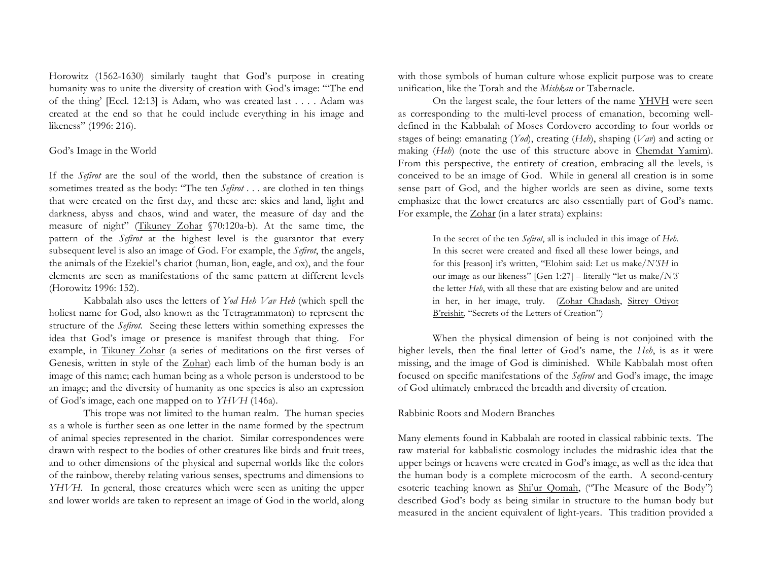Horowitz (1562-1630) similarly taught that God's purpose in creating humanity was to unite the diversity of creation with God's image: "'The end of the thing' [Eccl. 12:13] is Adam, who was created last . . . . Adam was created at the end so that he could include everything in his image and likeness" (1996: 216).

## God's Image in the World

If the *Sefirot* are the soul of the world, then the substance of creation is sometimes treated as the body: "The ten *Sefirot* . . . are clothed in ten things that were created on the first day, and these are: skies and land, light and darkness, abyss and chaos, wind and water, the measure of day and the measure of night" (Tikuney Zohar §70:120a-b). At the same time, the pattern of the *Sefirot* at the highest level is the guarantor that every subsequent level is also an image of God. For example, the *Sefirot*, the angels, the animals of the Ezekiel's chariot (human, lion, eagle, and ox), and the four elements are seen as manifestations of the same pattern at different levels (Horowitz 1996: 152).

Kabbalah also uses the letters of *Yod Heh Vav Heh* (which spell the holiest name for God, also known as the Tetragrammaton) to represent the structure of the *Sefirot*. Seeing these letters within something expresses the idea that God's image or presence is manifest through that thing. For example, in Tikuney Zohar (a series of meditations on the first verses of Genesis, written in style of the Zohar) each limb of the human body is an image of this name; each human being as a whole person is understood to be an image; and the diversity of humanity as one species is also an expression of God's image, each one mapped on to *YHVH* (146a).

This trope was not limited to the human realm. The human species as a whole is further seen as one letter in the name formed by the spectrum of animal species represented in the chariot. Similar correspondences were drawn with respect to the bodies of other creatures like birds and fruit trees, and to other dimensions of the physical and supernal worlds like the colors of the rainbow, thereby relating various senses, spectrums and dimensions to *YHVH*. In general, those creatures which were seen as uniting the upper and lower worlds are taken to represent an image of God in the world, along with those symbols of human culture whose explicit purpose was to create unification, like the Torah and the *Mishkan* or Tabernacle.

On the largest scale, the four letters of the name YHVH were seen as corresponding to the multi-level process of emanation, becoming well-defined in the Kabbalah of Moses Cordovero according to four worlds or stages of being: emanating (*Yod*), creating (*Heh*), shaping (*Vav*) and acting or making (*Heh*) (note the use of this structure above in Chemdat Yamim). From this perspective, the entirety of creation, embracing all the levels, is conceived to be an image of God. While in general all creation is in some sense part of God, and the higher worlds are seen as divine, some texts emphasize that the lower creatures are also essentially part of God's name. For example, the Zohar (in a later strata) explains:

> In the secret of the ten *Sefirot*, all is included in this image of *Heh*. In this secret were created and fixed all these lower beings, and for this [reason] it's written, "Elohim said: Let us make/*N'SH* in our image as our likeness" [Gen 1:27] – literally "let us make/*N'S* the letter *Heh*, with all these that are existing below and are united in her, in her image, truly. (Zohar Chadash, Sitrey Otiyot B'reishit, "Secrets of the Letters of Creation")

When the physical dimension of being is not conjoined with the higher levels, then the final letter of God's name, the *Heh*, is as it were missing, and the image of God is diminished. While Kabbalah most often focused on specific manifestations of the *Sefirot* and God's image, the image of God ultimately embraced the breadth and diversity of creation.

## Rabbinic Roots and Modern Branches

Many elements found in Kabbalah are rooted in classical rabbinic texts. The raw material for kabbalistic cosmology includes the midrashic idea that the upper beings or heavens were created in God's image, as well as the idea that the human body is a complete microcosm of the earth. A second-century esoteric teaching known as Shi'ur Qomah, ("The Measure of the Body") described God's body as being similar in structure to the human body but measured in the ancient equivalent of light-years. This tradition provided a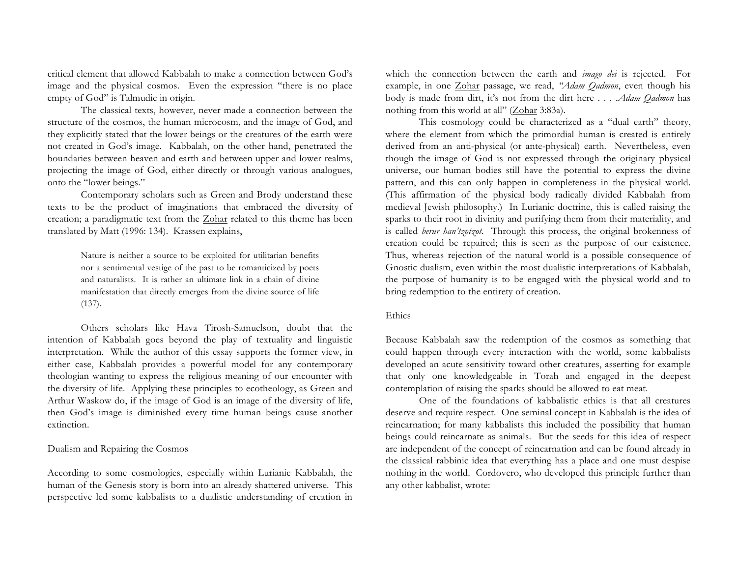critical element that allowed Kabbalah to make a connection between God's image and the physical cosmos. Even the expression "there is no place empty of God" is Talmudic in origin.

The classical texts, however, never made a connection between the structure of the cosmos, the human microcosm, and the image of God, and they explicitly stated that the lower beings or the creatures of the earth were not created in God's image. Kabbalah, on the other hand, penetrated the boundaries between heaven and earth and between upper and lower realms, projecting the image of God, either directly or through various analogues, onto the "lower beings."

Contemporary scholars such as Green and Brody understand these texts to be the product of imaginations that embraced the diversity of creation; a paradigmatic text from the Zohar related to this theme has been translated by Matt (1996: 134). Krassen explains,

> Nature is neither a source to be exploited for utilitarian benefits nor a sentimental vestige of the past to be romanticized by poets and naturalists. It is rather an ultimate link in a chain of divine manifestation that directly emerges from the divine source of life (137).

Others scholars like Hava Tirosh-Samuelson, doubt that the intention of Kabbalah goes beyond the play of textuality and linguistic interpretation. While the author of this essay supports the former view, in either case, Kabbalah provides a powerful model for any contemporary theologian wanting to express the religious meaning of our encounter with the diversity of life. Applying these principles to ecotheology, as Green and Arthur Waskow do, if the image of God is an image of the diversity of life, then God's image is diminished every time human beings cause another extinction.

## Dualism and Repairing the Cosmos

According to some cosmologies, especially within Lurianic Kabbalah, the human of the Genesis story is born into an already shattered universe. This perspective led some kabbalists to a dualistic understanding of creation in which the connection between the earth and *imago dei* is rejected. For example, in one Zohar passage, we read, *"Adam Qadmon*, even though his body is made from dirt, it's not from the dirt here . . . .*Adam Qadmon* has nothing from this world at all" (Zohar 3:83a).

This cosmology could be characterized as a "dual earth" theory, where the element from which the primordial human is created is entirely derived from an anti-physical (or ante-physical) earth. Nevertheless, even though the image of God is not expressed through the originary physical universe, our human bodies still have the potential to express the divine pattern, and this can only happen in completeness in the physical world. (This affirmation of the physical body radically divided Kabbalah from medieval Jewish philosophy.) In Lurianic doctrine, this is called raising the sparks to their root in divinity and purifying them from their materiality, and is called *berur han'tzotzot*. Through this process, the original brokenness of creation could be repaired; this is seen as the purpose of our existence. Thus, whereas rejection of the natural world is a possible consequence of Gnostic dualism, even within the most dualistic interpretations of Kabbalah, the purpose of humanity is to be engaged with the physical world and to bring redemption to the entirety of creation.

## Ethics

Because Kabbalah saw the redemption of the cosmos as something that could happen through every interaction with the world, some kabbalists developed an acute sensitivity toward other creatures, asserting for example that only one knowledgeable in Torah and engaged in the deepest contemplation of raising the sparks should be allowed to eat meat.

One of the foundations of kabbalistic ethics is that all creatures deserve and require respect. One seminal concept in Kabbalah is the idea of reincarnation; for many kabbalists this included the possibility that human beings could reincarnate as animals. But the seeds for this idea of respect are independent of the concept of reincarnation and can be found already in the classical rabbinic idea that everything has a place and one must despise nothing in the world. Cordovero, who developed this principle further than any other kabbalist, wrote: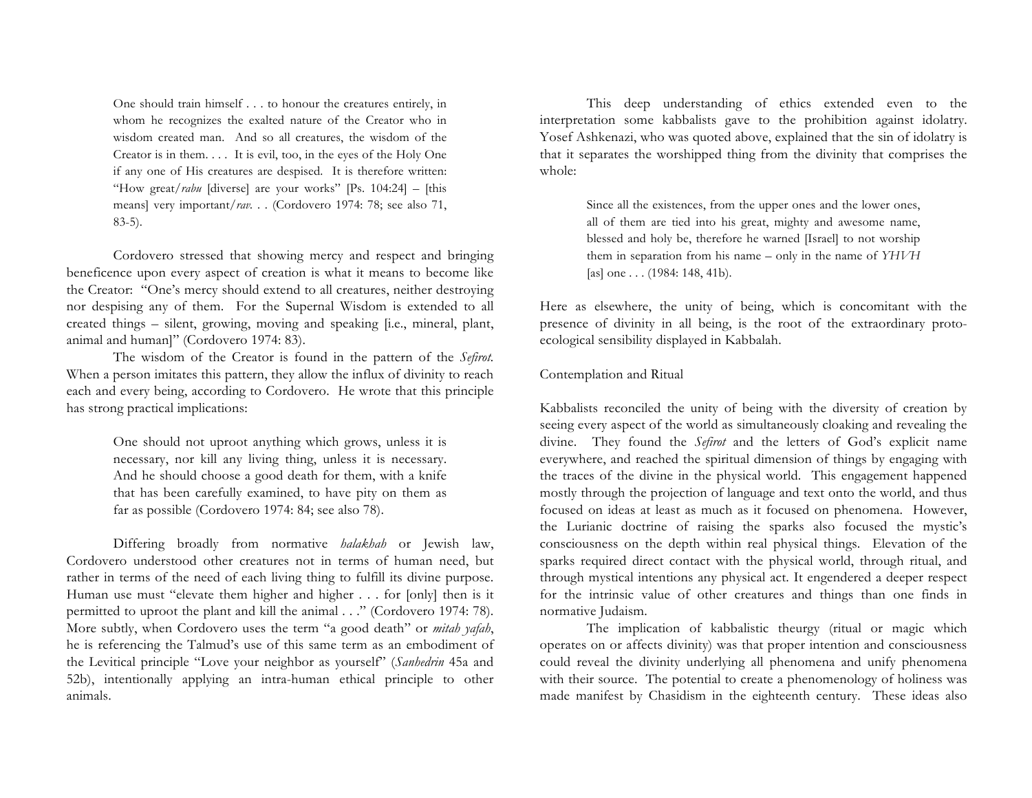> One should train himself . . . to honour the creatures entirely, in whom he recognizes the exalted nature of the Creator who in wisdom created man. And so all creatures, the wisdom of the Creator is in them. . . . It is evil, too, in the eyes of the Holy One if any one of His creatures are despised. It is therefore written: "How great/*rabu* [diverse] are your works" [Ps. 104:24] – [this means] very important/*rav*. . . (Cordovero 1974: 78; see also 71, 83-5).

Cordovero stressed that showing mercy and respect and bringing beneficence upon every aspect of creation is what it means to become like the Creator: "One's mercy should extend to all creatures, neither destroying nor despising any of them. For the Supernal Wisdom is extended to all created things – silent, growing, moving and speaking [i.e., mineral, plant, animal and human]" (Cordovero 1974: 83).

The wisdom of the Creator is found in the pattern of the *Sefirot*. When a person imitates this pattern, they allow the influx of divinity to reach each and every being, according to Cordovero. He wrote that this principle has strong practical implications:

> One should not uproot anything which grows, unless it is necessary, nor kill any living thing, unless it is necessary. And he should choose a good death for them, with a knife that has been carefully examined, to have pity on them as far as possible (Cordovero 1974: 84; see also 78).

Differing broadly from normative *halakhah* or Jewish law, Cordovero understood other creatures not in terms of human need, but rather in terms of the need of each living thing to fulfill its divine purpose. Human use must "elevate them higher and higher . . . for [only] then is it permitted to uproot the plant and kill the animal . . ." (Cordovero 1974: 78). More subtly, when Cordovero uses the term "a good death" or *mitah yafah*, he is referencing the Talmud's use of this same term as an embodiment of the Levitical principle "Love your neighbor as yourself" (*Sanhedrin* 45a and 52b), intentionally applying an intra-human ethical principle to other animals.

This deep understanding of ethics extended even to the interpretation some kabbalists gave to the prohibition against idolatry. Yosef Ashkenazi, who was quoted above, explained that the sin of idolatry is that it separates the worshipped thing from the divinity that comprises the whole:

> Since all the existences, from the upper ones and the lower ones, all of them are tied into his great, mighty and awesome name, blessed and holy be, therefore he warned [Israel] to not worship them in separation from his name – only in the name of *YHVH* [as] one . . . (1984: 148, 41b).

Here as elsewhere, the unity of being, which is concomitant with the presence of divinity in all being, is the root of the extraordinary proto-ecological sensibility displayed in Kabbalah.

## Contemplation and Ritual

Kabbalists reconciled the unity of being with the diversity of creation by seeing every aspect of the world as simultaneously cloaking and revealing the divine. They found the *Sefirot* and the letters of God's explicit name everywhere, and reached the spiritual dimension of things by engaging with the traces of the divine in the physical world. This engagement happened mostly through the projection of language and text onto the world, and thus focused on ideas at least as much as it focused on phenomena. However, the Lurianic doctrine of raising the sparks also focused the mystic's consciousness on the depth within real physical things. Elevation of the sparks required direct contact with the physical world, through ritual, and through mystical intentions any physical act. It engendered a deeper respect for the intrinsic value of other creatures and things than one finds in normative Judaism.

The implication of kabbalistic theurgy (ritual or magic which operates on or affects divinity) was that proper intention and consciousness could reveal the divinity underlying all phenomena and unify phenomena with their source. The potential to create a phenomenology of holiness was made manifest by Chasidism in the eighteenth century. These ideas also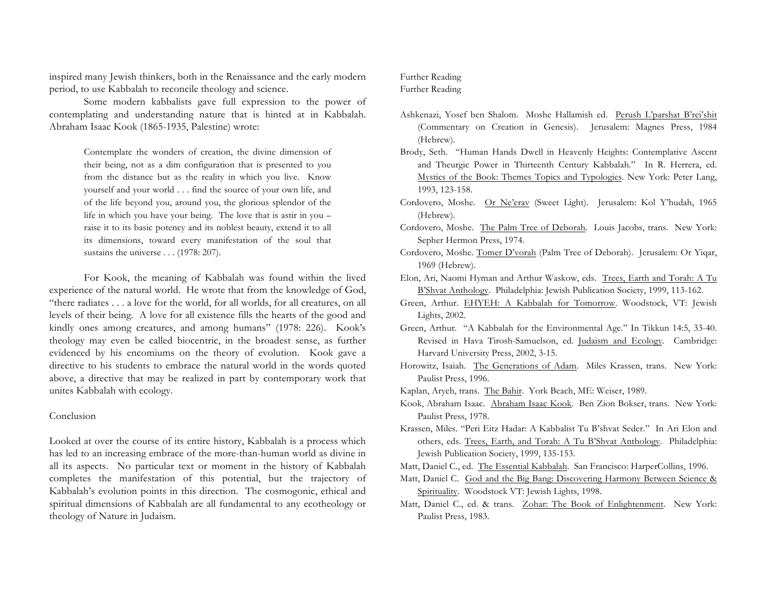inspired many Jewish thinkers, both in the Renaissance and the early modern period, to use Kabbalah to reconcile theology and science.

Some modern kabbalists gave full expression to the power of contemplating and understanding nature that is hinted at in Kabbalah. Abraham Isaac Kook (1865-1935, Palestine) wrote:

> Contemplate the wonders of creation, the divine dimension of their being, not as a dim configuration that is presented to you from the distance but as the reality in which you live. Know yourself and your world . . . find the source of your own life, and of the life beyond you, around you, the glorious splendor of the life in which you have your being. The love that is astir in you – raise it to its basic potency and its noblest beauty, extend it to all its dimensions, toward every manifestation of the soul that sustains the universe . . . (1978: 207).

For Kook, the meaning of Kabbalah was found within the lived experience of the natural world. He wrote that from the knowledge of God, "there radiates . . . a love for the world, for all worlds, for all creatures, on all levels of their being. A love for all existence fills the hearts of the good and kindly ones among creatures, and among humans" (1978: 226). Kook's theology may even be called biocentric, in the broadest sense, as further evidenced by his encomiums on the theory of evolution. Kook gave a directive to his students to embrace the natural world in the words quoted above, a directive that may be realized in part by contemporary work that unites Kabbalah with ecology.

## Conclusion

Looked at over the course of its entire history, Kabbalah is a process which has led to an increasing embrace of the more-than-human world as divine in all its aspects. No particular text or moment in the history of Kabbalah completes the manifestation of this potential, but the trajectory of Kabbalah's evolution points in this direction. The cosmogonic, ethical and spiritual dimensions of Kabbalah are all fundamental to any ecotheology or theology of Nature in Judaism.

## Further Reading

Further Reading

Ashkenazi, Yosef ben Shalom. Moshe Hallamish ed. Perush L'parshat B'rei'shit (Commentary on Creation in Genesis). Jerusalem: Magnes Press, 1984 (Hebrew).

Brody, Seth. "Human Hands Dwell in Heavenly Heights: Contemplative Ascent and Theurgic Power in Thirteenth Century Kabbalah." In R. Herrera, ed. Mystics of the Book: Themes Topics and Typologies. New York: Peter Lang, 1993, 123-158.

Cordovero, Moshe. Or Ne'erav (Sweet Light). Jerusalem: Kol Y'hudah, 1965 (Hebrew).

Cordovero, Moshe. The Palm Tree of Deborah. Louis Jacobs, trans. New York: Sepher Hermon Press, 1974.

Cordovero, Moshe. Tomer D'vorah (Palm Tree of Deborah). Jerusalem: Or Yiqar, 1969 (Hebrew).

Elon, Ari, Naomi Hyman and Arthur Waskow, eds. Trees, Earth and Torah: A Tu B'Shvat Anthology. Philadelphia: Jewish Publication Society, 1999, 113-162.

Green, Arthur. EHYEH: A Kabbalah for Tomorrow. Woodstock, VT: Jewish Lights, 2002.

Green, Arthur. "A Kabbalah for the Environmental Age." In Tikkun 14:5, 33-40. Revised in Hava Tirosh-Samuelson, ed. Judaism and Ecology. Cambridge: Harvard University Press, 2002, 3-15.

Horowitz, Isaiah. The Generations of Adam. Miles Krassen, trans. New York: Paulist Press, 1996.

Kaplan, Aryeh, trans. The Bahir. York Beach, ME: Weiser, 1989.

Kook, Abraham Isaac. Abraham Isaac Kook. Ben Zion Bokser, trans. New York: Paulist Press, 1978.

Krassen, Miles. "Peri Eitz Hadar: A Kabbalist Tu B'shvat Seder." In Ari Elon and others, eds. Trees, Earth, and Torah: A Tu B'Shvat Anthology. Philadelphia: Jewish Publication Society, 1999, 135-153.

Matt, Daniel C., ed. The Essential Kabbalah. San Francisco: HarperCollins, 1996.

Matt, Daniel C. God and the Big Bang: Discovering Harmony Between Science & Spirituality. Woodstock VT: Jewish Lights, 1998.

Matt, Daniel C., ed. & trans. Zohar: The Book of Enlightenment. New York: Paulist Press, 1983.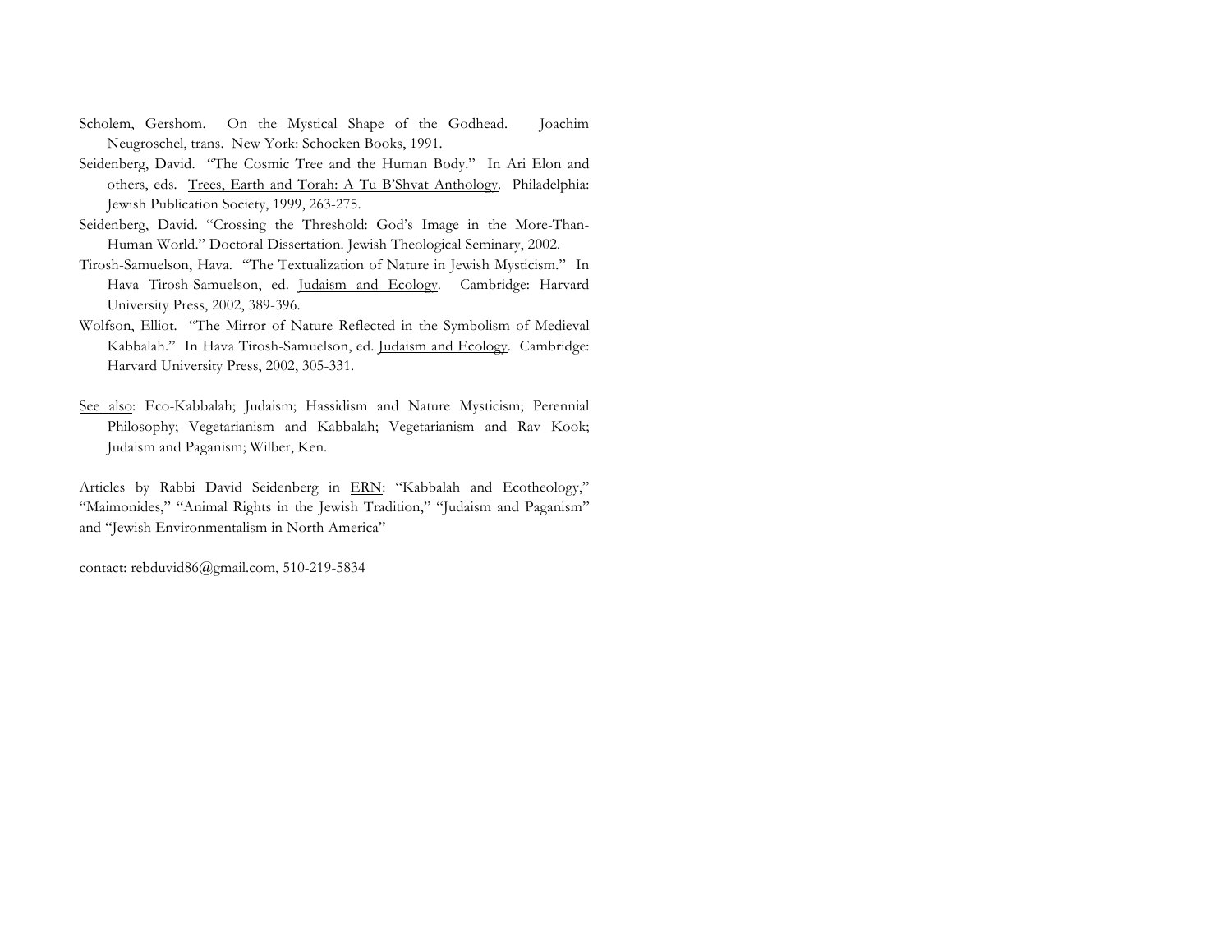Scholem, Gershom. On the Mystical Shape of the Godhead. Joachim Neugroschel, trans. New York: Schocken Books, 1991.

Seidenberg, David. "The Cosmic Tree and the Human Body." In Ari Elon and others, eds. Trees, Earth and Torah: A Tu B'Shvat Anthology. Philadelphia: Jewish Publication Society, 1999, 263-275.

Seidenberg, David. "Crossing the Threshold: God's Image in the More-Than-Human World." Doctoral Dissertation. Jewish Theological Seminary, 2002.

Tirosh-Samuelson, Hava. "The Textualization of Nature in Jewish Mysticism." In Hava Tirosh-Samuelson, ed. Judaism and Ecology. Cambridge: Harvard University Press, 2002, 389-396.

Wolfson, Elliot. "The Mirror of Nature Reflected in the Symbolism of Medieval Kabbalah." In Hava Tirosh-Samuelson, ed. Judaism and Ecology. Cambridge: Harvard University Press, 2002, 305-331.

See also: Eco-Kabbalah; Judaism; Hassidism and Nature Mysticism; Perennial Philosophy; Vegetarianism and Kabbalah; Vegetarianism and Rav Kook; Judaism and Paganism; Wilber, Ken.

Articles by Rabbi David Seidenberg in ERN: "Kabbalah and Ecotheology," "Maimonides," "Animal Rights in the Jewish Tradition," "Judaism and Paganism" and "Jewish Environmentalism in North America"

contact: rebduvid86@gmail.com, 510-219-5834